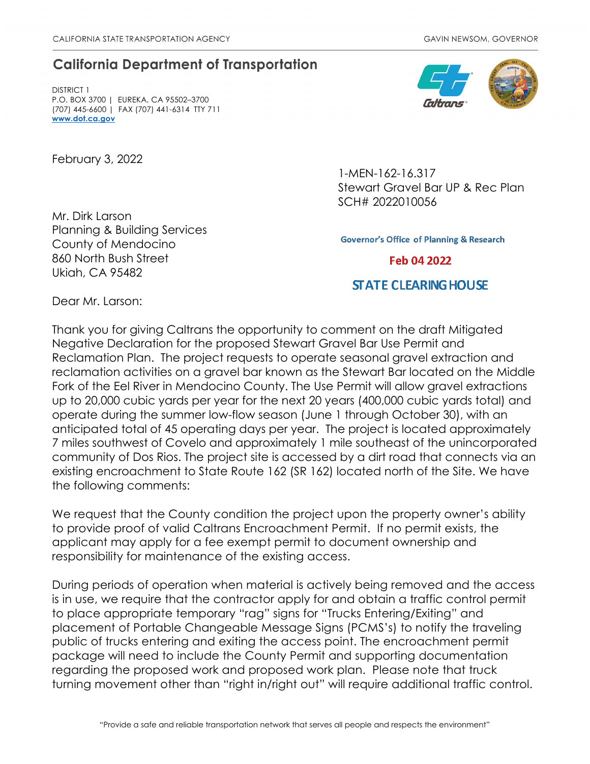CALIFORNIA STATE TRANSPORTATION AGENCY GAVIN NEWSOM, GOVERNOR

## California Department of Transportation

DISTRICT 1
P.O. BOX 3700 | EUREKA, CA 95502–3700
(707) 445-6600 | FAX (707) 441-6314 TTY 711
www.dot.ca.gov

February 3, 2022

1-MEN-162-16.317
Stewart Gravel Bar UP & Rec Plan
SCH# 2022010056

Governor's Office of Planning & Research

Feb 04 2022

STATE CLEARING HOUSE

Mr. Dirk Larson
Planning & Building Services
County of Mendocino
860 North Bush Street
Ukiah, CA 95482

Dear Mr. Larson:

Thank you for giving Caltrans the opportunity to comment on the draft Mitigated Negative Declaration for the proposed Stewart Gravel Bar Use Permit and Reclamation Plan. The project requests to operate seasonal gravel extraction and reclamation activities on a gravel bar known as the Stewart Bar located on the Middle Fork of the Eel River in Mendocino County. The Use Permit will allow gravel extractions up to 20,000 cubic yards per year for the next 20 years (400,000 cubic yards total) and operate during the summer low-flow season (June 1 through October 30), with an anticipated total of 45 operating days per year. The project is located approximately 7 miles southwest of Covelo and approximately 1 mile southeast of the unincorporated community of Dos Rios. The project site is accessed by a dirt road that connects via an existing encroachment to State Route 162 (SR 162) located north of the Site. We have the following comments:

We request that the County condition the project upon the property owner's ability to provide proof of valid Caltrans Encroachment Permit. If no permit exists, the applicant may apply for a fee exempt permit to document ownership and responsibility for maintenance of the existing access.

During periods of operation when material is actively being removed and the access is in use, we require that the contractor apply for and obtain a traffic control permit to place appropriate temporary "rag" signs for "Trucks Entering/Exiting" and placement of Portable Changeable Message Signs (PCMS's) to notify the traveling public of trucks entering and exiting the access point. The encroachment permit package will need to include the County Permit and supporting documentation regarding the proposed work and proposed work plan. Please note that truck turning movement other than "right in/right out" will require additional traffic control.

"Provide a safe and reliable transportation network that serves all people and respects the environment"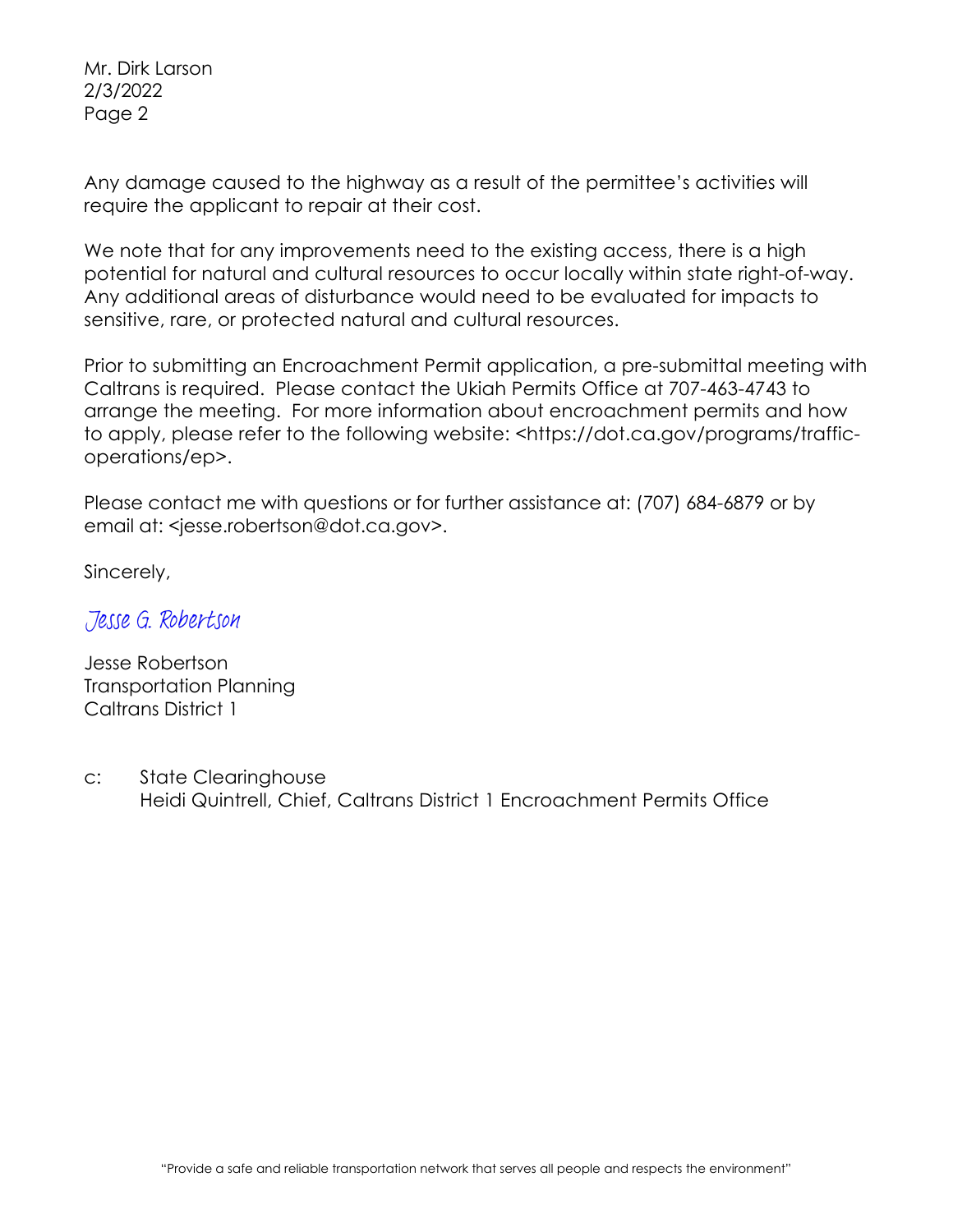Mr. Dirk Larson
2/3/2022
Page 2

Any damage caused to the highway as a result of the permittee's activities will require the applicant to repair at their cost.

We note that for any improvements need to the existing access, there is a high potential for natural and cultural resources to occur locally within state right-of-way. Any additional areas of disturbance would need to be evaluated for impacts to sensitive, rare, or protected natural and cultural resources.

Prior to submitting an Encroachment Permit application, a pre-submittal meeting with Caltrans is required. Please contact the Ukiah Permits Office at 707-463-4743 to arrange the meeting. For more information about encroachment permits and how to apply, please refer to the following website: <https://dot.ca.gov/programs/traffic-operations/ep>.

Please contact me with questions or for further assistance at: (707) 684-6879 or by email at: <jesse.robertson@dot.ca.gov>.

Sincerely,

*Jesse G. Robertson*

Jesse Robertson
Transportation Planning
Caltrans District 1

c: State Clearinghouse
Heidi Quintrell, Chief, Caltrans District 1 Encroachment Permits Office

"Provide a safe and reliable transportation network that serves all people and respects the environment"